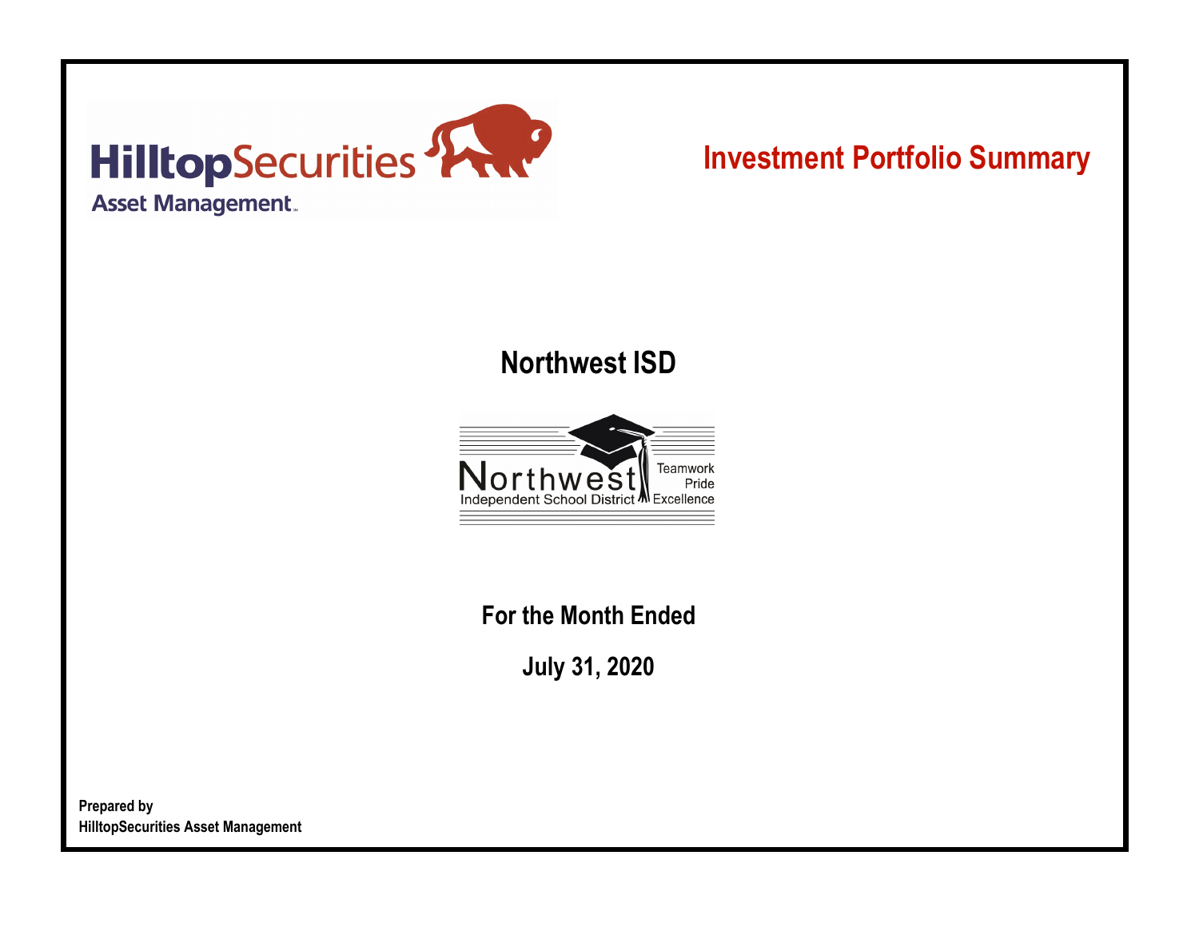HilltopSecurities
Asset Management

# Investment Portfolio Summary

## Northwest ISD

Northwest Independent School District
Teamwork Pride Excellence

### For the Month Ended

### July 31, 2020

**Prepared by**
**HilltopSecurities Asset Management**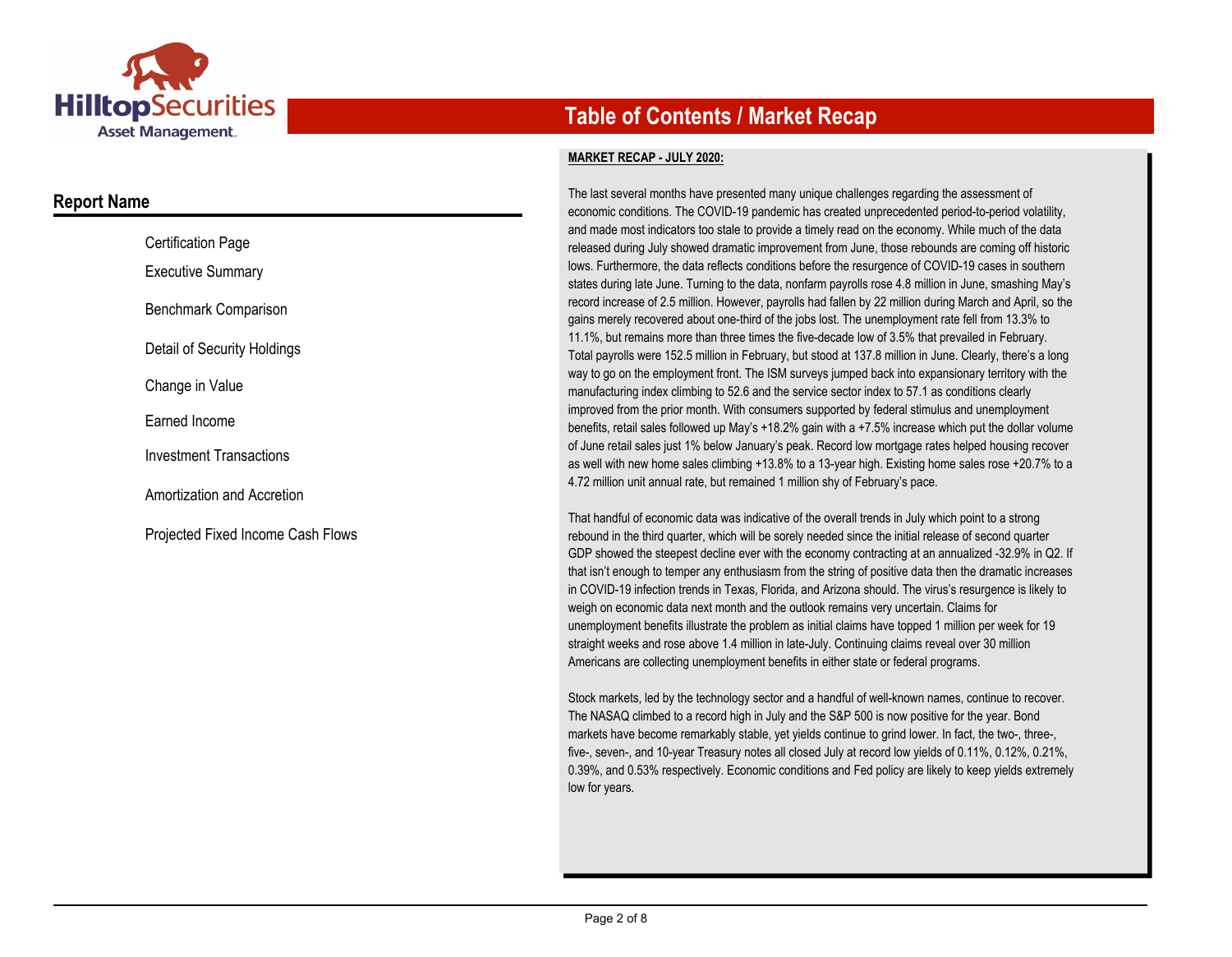# Table of Contents / Market Recap

## Report Name

- Certification Page
- Executive Summary
- Benchmark Comparison
- Detail of Security Holdings
- Change in Value
- Earned Income
- Investment Transactions
- Amortization and Accretion
- Projected Fixed Income Cash Flows

**MARKET RECAP - JULY 2020:**

The last several months have presented many unique challenges regarding the assessment of economic conditions. The COVID-19 pandemic has created unprecedented period-to-period volatility, and made most indicators too stale to provide a timely read on the economy. While much of the data released during July showed dramatic improvement from June, those rebounds are coming off historic lows. Furthermore, the data reflects conditions before the resurgence of COVID-19 cases in southern states during late June. Turning to the data, nonfarm payrolls rose 4.8 million in June, smashing May's record increase of 2.5 million. However, payrolls had fallen by 22 million during March and April, so the gains merely recovered about one-third of the jobs lost. The unemployment rate fell from 13.3% to 11.1%, but remains more than three times the five-decade low of 3.5% that prevailed in February. Total payrolls were 152.5 million in February, but stood at 137.8 million in June. Clearly, there's a long way to go on the employment front. The ISM surveys jumped back into expansionary territory with the manufacturing index climbing to 52.6 and the service sector index to 57.1 as conditions clearly improved from the prior month. With consumers supported by federal stimulus and unemployment benefits, retail sales followed up May's +18.2% gain with a +7.5% increase which put the dollar volume of June retail sales just 1% below January's peak. Record low mortgage rates helped housing recover as well with new home sales climbing +13.8% to a 13-year high. Existing home sales rose +20.7% to a 4.72 million unit annual rate, but remained 1 million shy of February's pace.

That handful of economic data was indicative of the overall trends in July which point to a strong rebound in the third quarter, which will be sorely needed since the initial release of second quarter GDP showed the steepest decline ever with the economy contracting at an annualized -32.9% in Q2. If that isn't enough to temper any enthusiasm from the string of positive data then the dramatic increases in COVID-19 infection trends in Texas, Florida, and Arizona should. The virus's resurgence is likely to weigh on economic data next month and the outlook remains very uncertain. Claims for unemployment benefits illustrate the problem as initial claims have topped 1 million per week for 19 straight weeks and rose above 1.4 million in late-July. Continuing claims reveal over 30 million Americans are collecting unemployment benefits in either state or federal programs.

Stock markets, led by the technology sector and a handful of well-known names, continue to recover. The NASAQ climbed to a record high in July and the S&P 500 is now positive for the year. Bond markets have become remarkably stable, yet yields continue to grind lower. In fact, the two-, three-, five-, seven-, and 10-year Treasury notes all closed July at record low yields of 0.11%, 0.12%, 0.21%, 0.39%, and 0.53% respectively. Economic conditions and Fed policy are likely to keep yields extremely low for years.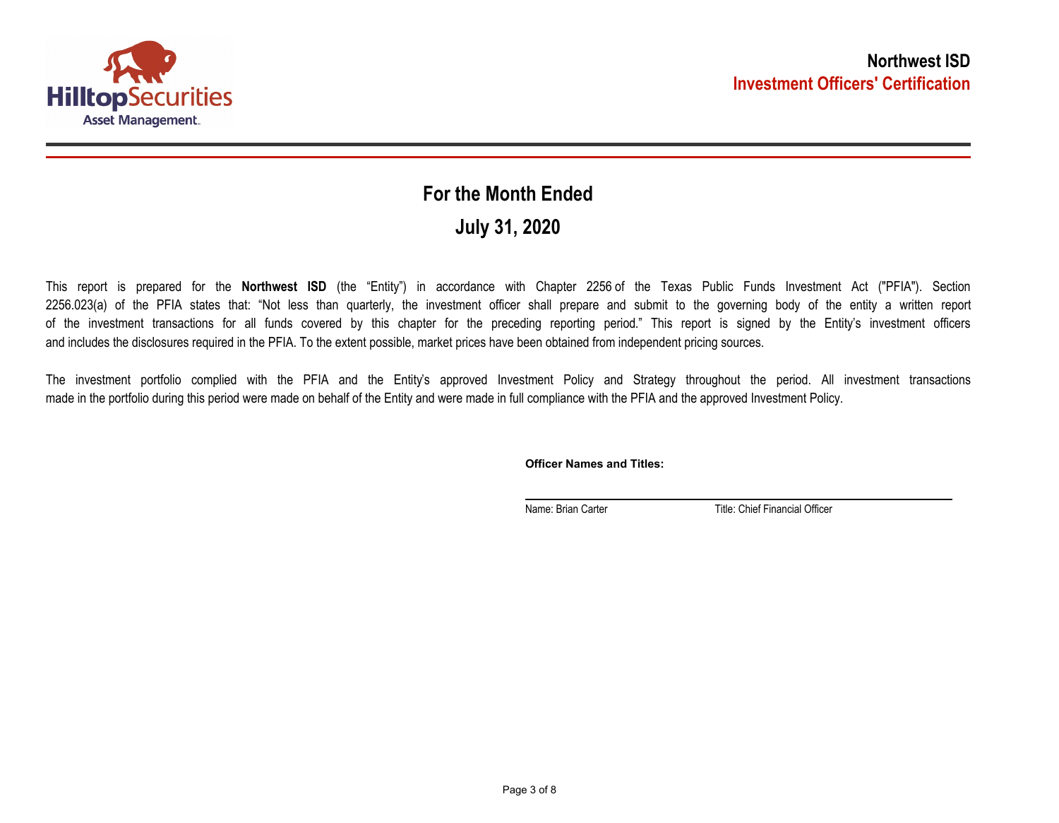# Northwest ISD

## Investment Officers' Certification

## For the Month Ended

## July 31, 2020

This report is prepared for the **Northwest ISD** (the "Entity") in accordance with Chapter 2256 of the Texas Public Funds Investment Act ("PFIA"). Section 2256.023(a) of the PFIA states that: "Not less than quarterly, the investment officer shall prepare and submit to the governing body of the entity a written report of the investment transactions for all funds covered by this chapter for the preceding reporting period." This report is signed by the Entity's investment officers and includes the disclosures required in the PFIA. To the extent possible, market prices have been obtained from independent pricing sources.

The investment portfolio complied with the PFIA and the Entity's approved Investment Policy and Strategy throughout the period. All investment transactions made in the portfolio during this period were made on behalf of the Entity and were made in full compliance with the PFIA and the approved Investment Policy.

**Officer Names and Titles:**

Name: Brian Carter Title: Chief Financial Officer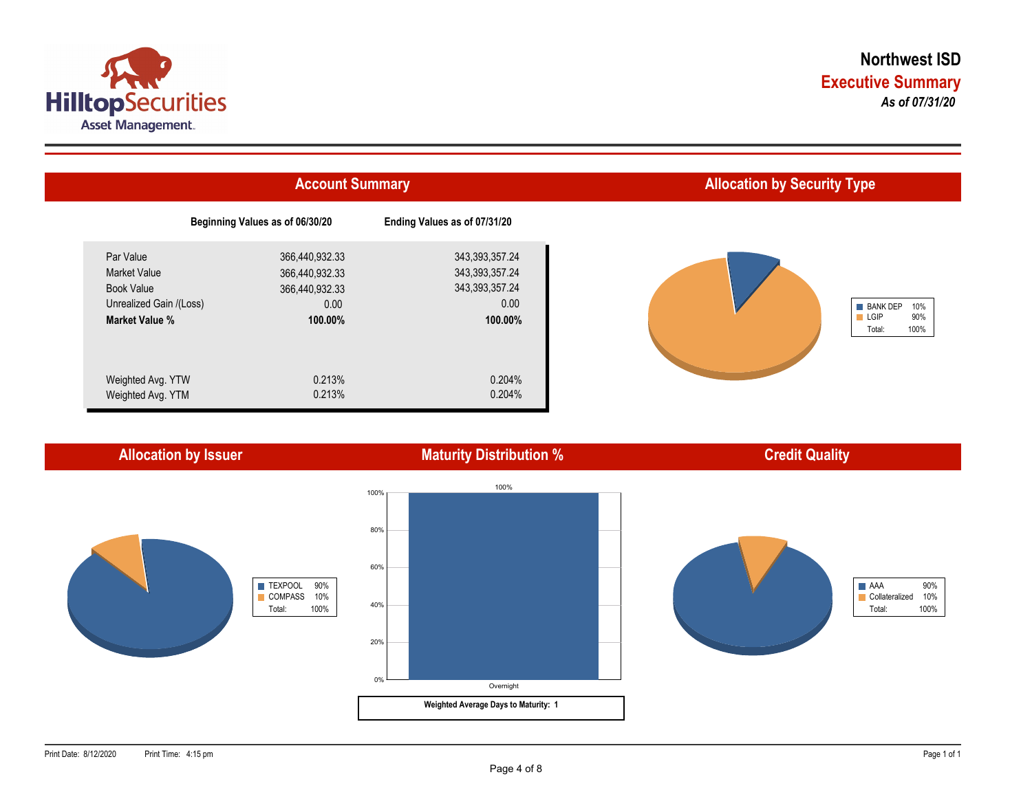# Northwest ISD

## Executive Summary

***As of 07/31/20***

## Account Summary

| | Beginning Values as of 06/30/20 | Ending Values as of 07/31/20 |
|---|---|---|
| Par Value | 366,440,932.33 | 343,393,357.24 |
| Market Value | 366,440,932.33 | 343,393,357.24 |
| Book Value | 366,440,932.33 | 343,393,357.24 |
| Unrealized Gain /(Loss) | 0.00 | 0.00 |
| **Market Value %** | **100.00%** | **100.00%** |
| Weighted Avg. YTW | 0.213% | 0.204% |
| Weighted Avg. YTM | 0.213% | 0.204% |

## Allocation by Security Type

| | |
|---|---|
| BANK DEP | 10% |
| LGIP | 90% |
| Total: | 100% |

## Allocation by Issuer

| | |
|---|---|
| TEXPOOL | 90% |
| COMPASS | 10% |
| Total: | 100% |

## Maturity Distribution %

| Overnight |
|---|
| 100% |

**Weighted Average Days to Maturity: 1**

## Credit Quality

| | |
|---|---|
| AAA | 90% |
| Collateralized | 10% |
| Total: | 100% |

Print Date: 8/12/2020 Print Time: 4:15 pm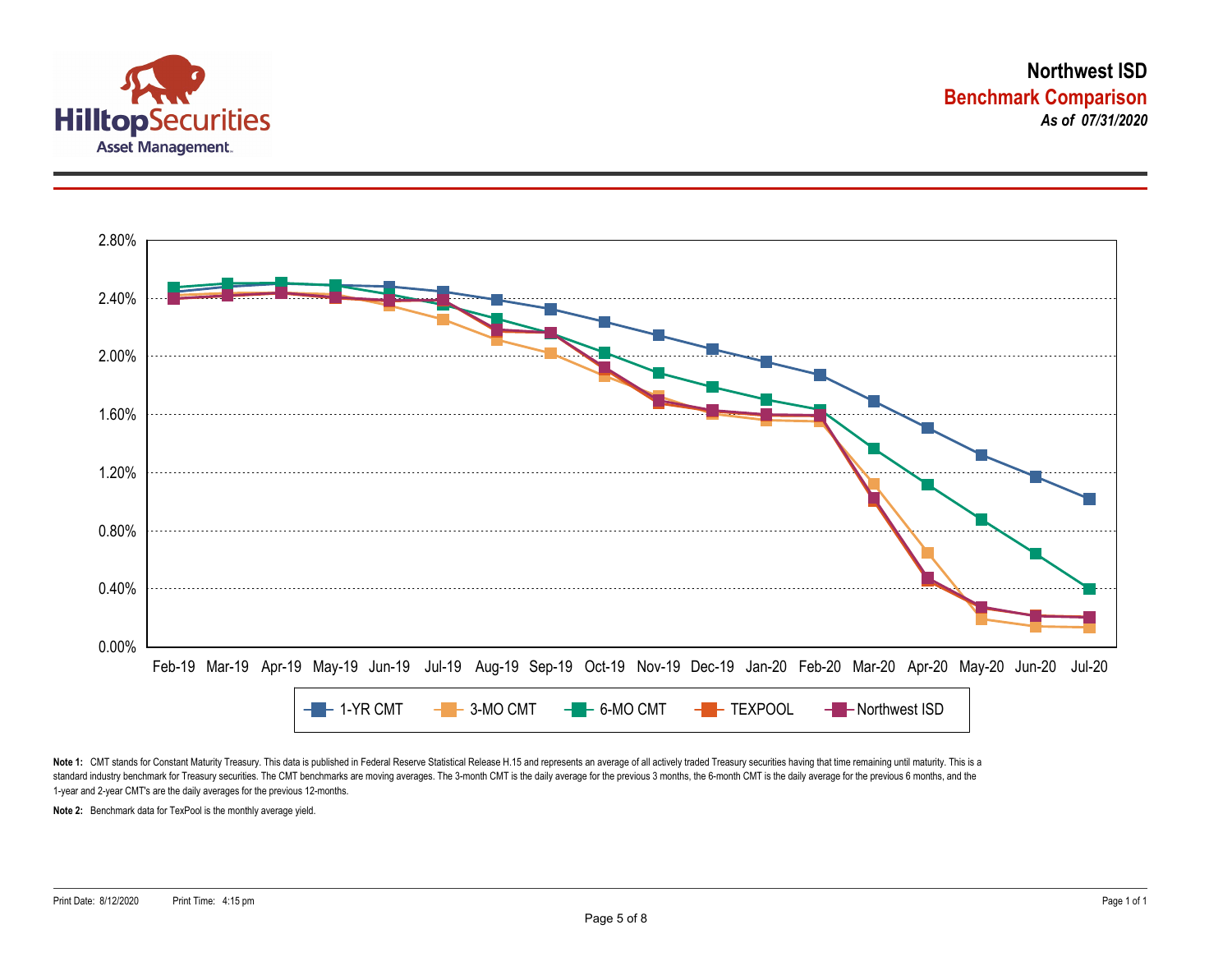# Northwest ISD

## Benchmark Comparison

*As of 07/31/2020*

2.80%
2.40%
2.00%
1.60%
1.20%
0.80%
0.40%
0.00%

Feb-19 Mar-19 Apr-19 May-19 Jun-19 Jul-19 Aug-19 Sep-19 Oct-19 Nov-19 Dec-19 Jan-20 Feb-20 Mar-20 Apr-20 May-20 Jun-20 Jul-20

1-YR CMT | 3-MO CMT | 6-MO CMT | TEXPOOL | Northwest ISD

**Note 1:** CMT stands for Constant Maturity Treasury. This data is published in Federal Reserve Statistical Release H.15 and represents an average of all actively traded Treasury securities having that time remaining until maturity. This is a standard industry benchmark for Treasury securities. The CMT benchmarks are moving averages. The 3-month CMT is the daily average for the previous 3 months, the 6-month CMT is the daily average for the previous 6 months, and the 1-year and 2-year CMT's are the daily averages for the previous 12-months.

**Note 2:** Benchmark data for TexPool is the monthly average yield.

Print Date: 8/12/2020 Print Time: 4:15 pm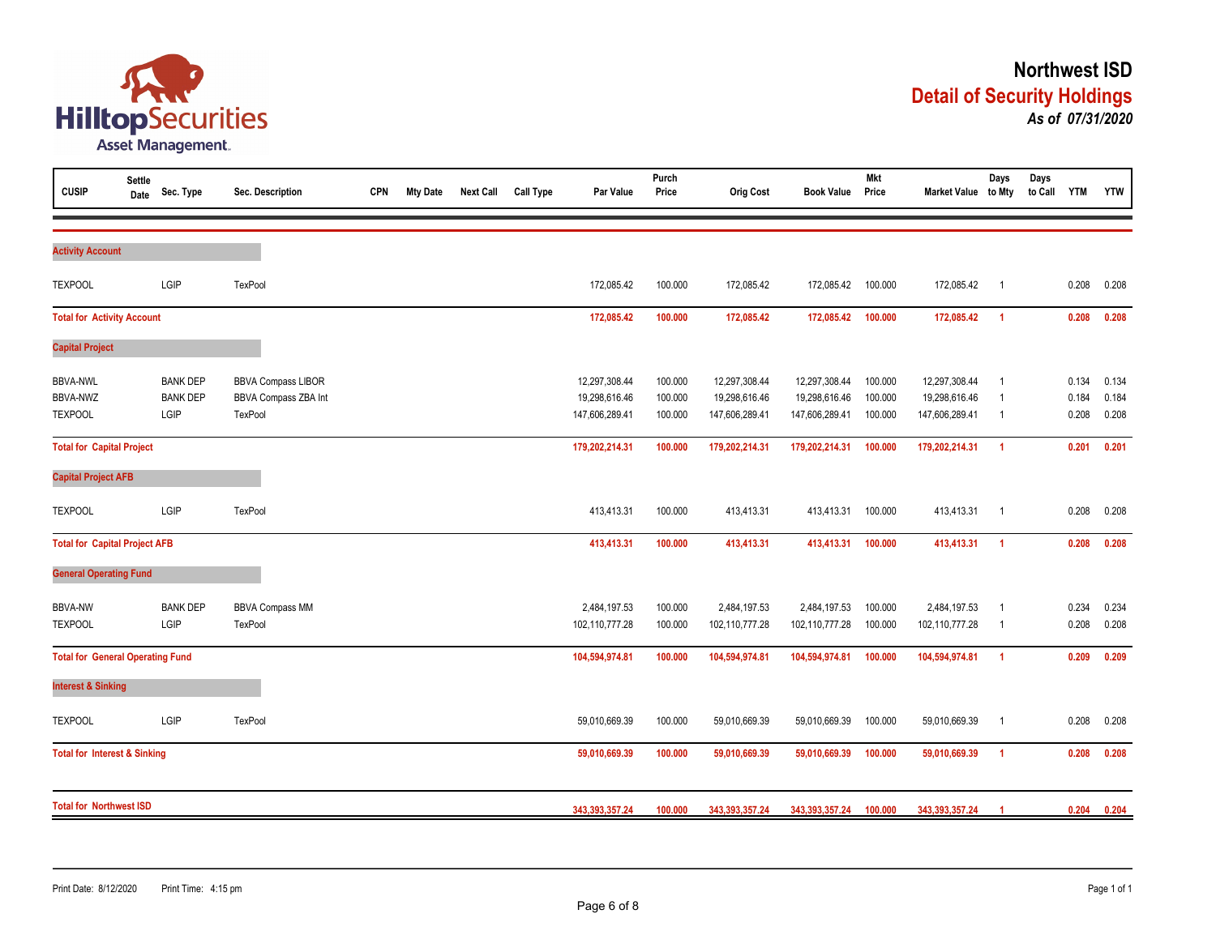# Northwest ISD

## Detail of Security Holdings

***As of 07/31/2020***

| CUSIP | Settle Date | Sec. Type | Sec. Description | CPN | Mty Date | Next Call | Call Type | Par Value | Purch Price | Orig Cost | Book Value | Mkt Price | Market Value | Days to Mty | Days to Call | YTM | YTW |
|---|---|---|---|---|---|---|---|---|---|---|---|---|---|---|---|---|---|
| **Activity Account** | | | | | | | | | | | | | | | | | |
| TEXPOOL | | LGIP | TexPool | | | | | 172,085.42 | 100.000 | 172,085.42 | 172,085.42 | 100.000 | 172,085.42 | 1 | | 0.208 | 0.208 |
| **Total for Activity Account** | | | | | | | | **172,085.42** | **100.000** | **172,085.42** | **172,085.42** | **100.000** | **172,085.42** | **1** | | **0.208** | **0.208** |
| **Capital Project** | | | | | | | | | | | | | | | | | |
| BBVA-NWL | | BANK DEP | BBVA Compass LIBOR | | | | | 12,297,308.44 | 100.000 | 12,297,308.44 | 12,297,308.44 | 100.000 | 12,297,308.44 | 1 | | 0.134 | 0.134 |
| BBVA-NWZ | | BANK DEP | BBVA Compass ZBA Int | | | | | 19,298,616.46 | 100.000 | 19,298,616.46 | 19,298,616.46 | 100.000 | 19,298,616.46 | 1 | | 0.184 | 0.184 |
| TEXPOOL | | LGIP | TexPool | | | | | 147,606,289.41 | 100.000 | 147,606,289.41 | 147,606,289.41 | 100.000 | 147,606,289.41 | 1 | | 0.208 | 0.208 |
| **Total for Capital Project** | | | | | | | | **179,202,214.31** | **100.000** | **179,202,214.31** | **179,202,214.31** | **100.000** | **179,202,214.31** | **1** | | **0.201** | **0.201** |
| **Capital Project AFB** | | | | | | | | | | | | | | | | | |
| TEXPOOL | | LGIP | TexPool | | | | | 413,413.31 | 100.000 | 413,413.31 | 413,413.31 | 100.000 | 413,413.31 | 1 | | 0.208 | 0.208 |
| **Total for Capital Project AFB** | | | | | | | | **413,413.31** | **100.000** | **413,413.31** | **413,413.31** | **100.000** | **413,413.31** | **1** | | **0.208** | **0.208** |
| **General Operating Fund** | | | | | | | | | | | | | | | | | |
| BBVA-NW | | BANK DEP | BBVA Compass MM | | | | | 2,484,197.53 | 100.000 | 2,484,197.53 | 2,484,197.53 | 100.000 | 2,484,197.53 | 1 | | 0.234 | 0.234 |
| TEXPOOL | | LGIP | TexPool | | | | | 102,110,777.28 | 100.000 | 102,110,777.28 | 102,110,777.28 | 100.000 | 102,110,777.28 | 1 | | 0.208 | 0.208 |
| **Total for General Operating Fund** | | | | | | | | **104,594,974.81** | **100.000** | **104,594,974.81** | **104,594,974.81** | **100.000** | **104,594,974.81** | **1** | | **0.209** | **0.209** |
| **Interest & Sinking** | | | | | | | | | | | | | | | | | |
| TEXPOOL | | LGIP | TexPool | | | | | 59,010,669.39 | 100.000 | 59,010,669.39 | 59,010,669.39 | 100.000 | 59,010,669.39 | 1 | | 0.208 | 0.208 |
| **Total for Interest & Sinking** | | | | | | | | **59,010,669.39** | **100.000** | **59,010,669.39** | **59,010,669.39** | **100.000** | **59,010,669.39** | **1** | | **0.208** | **0.208** |
| **Total for Northwest ISD** | | | | | | | | **343,393,357.24** | **100.000** | **343,393,357.24** | **343,393,357.24** | **100.000** | **343,393,357.24** | **1** | | **0.204** | **0.204** |

Print Date: 8/12/2020 Print Time: 4:15 pm Page 1 of 1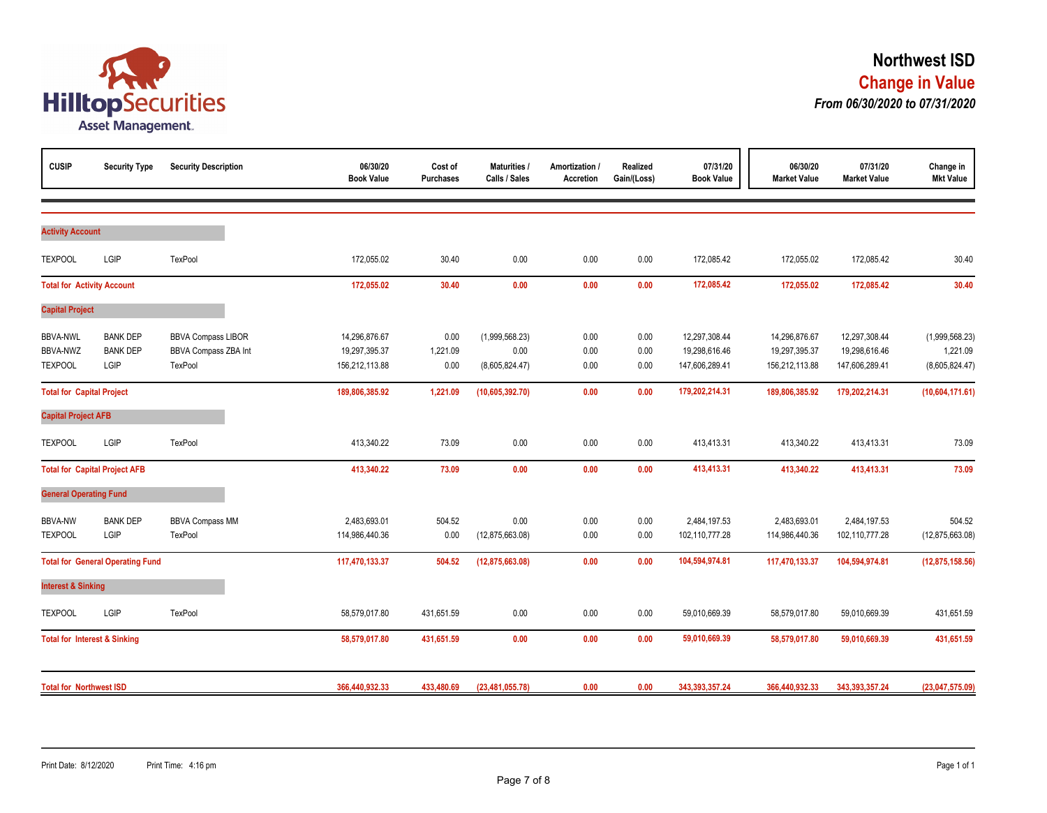Hilltop Securities Asset Management

# Northwest ISD

## Change in Value

### *From 06/30/2020 to 07/31/2020*

| CUSIP | Security Type | Security Description | 06/30/20 Book Value | Cost of Purchases | Maturities / Calls / Sales | Amortization / Accretion | Realized Gain/(Loss) | 07/31/20 Book Value | 06/30/20 Market Value | 07/31/20 Market Value | Change in Mkt Value |
|---|---|---|---|---|---|---|---|---|---|---|---|
| **Activity Account** | | | | | | | | | | | |
| TEXPOOL | LGIP | TexPool | 172,055.02 | 30.40 | 0.00 | 0.00 | 0.00 | 172,085.42 | 172,055.02 | 172,085.42 | 30.40 |
| **Total for Activity Account** | | | **172,055.02** | **30.40** | **0.00** | **0.00** | **0.00** | **172,085.42** | **172,055.02** | **172,085.42** | **30.40** |
| **Capital Project** | | | | | | | | | | | |
| BBVA-NWL | BANK DEP | BBVA Compass LIBOR | 14,296,876.67 | 0.00 | (1,999,568.23) | 0.00 | 0.00 | 12,297,308.44 | 14,296,876.67 | 12,297,308.44 | (1,999,568.23) |
| BBVA-NWZ | BANK DEP | BBVA Compass ZBA Int | 19,297,395.37 | 1,221.09 | 0.00 | 0.00 | 0.00 | 19,298,616.46 | 19,297,395.37 | 19,298,616.46 | 1,221.09 |
| TEXPOOL | LGIP | TexPool | 156,212,113.88 | 0.00 | (8,605,824.47) | 0.00 | 0.00 | 147,606,289.41 | 156,212,113.88 | 147,606,289.41 | (8,605,824.47) |
| **Total for Capital Project** | | | **189,806,385.92** | **1,221.09** | **(10,605,392.70)** | **0.00** | **0.00** | **179,202,214.31** | **189,806,385.92** | **179,202,214.31** | **(10,604,171.61)** |
| **Capital Project AFB** | | | | | | | | | | | |
| TEXPOOL | LGIP | TexPool | 413,340.22 | 73.09 | 0.00 | 0.00 | 0.00 | 413,413.31 | 413,340.22 | 413,413.31 | 73.09 |
| **Total for Capital Project AFB** | | | **413,340.22** | **73.09** | **0.00** | **0.00** | **0.00** | **413,413.31** | **413,340.22** | **413,413.31** | **73.09** |
| **General Operating Fund** | | | | | | | | | | | |
| BBVA-NW | BANK DEP | BBVA Compass MM | 2,483,693.01 | 504.52 | 0.00 | 0.00 | 0.00 | 2,484,197.53 | 2,483,693.01 | 2,484,197.53 | 504.52 |
| TEXPOOL | LGIP | TexPool | 114,986,440.36 | 0.00 | (12,875,663.08) | 0.00 | 0.00 | 102,110,777.28 | 114,986,440.36 | 102,110,777.28 | (12,875,663.08) |
| **Total for General Operating Fund** | | | **117,470,133.37** | **504.52** | **(12,875,663.08)** | **0.00** | **0.00** | **104,594,974.81** | **117,470,133.37** | **104,594,974.81** | **(12,875,158.56)** |
| **Interest & Sinking** | | | | | | | | | | | |
| TEXPOOL | LGIP | TexPool | 58,579,017.80 | 431,651.59 | 0.00 | 0.00 | 0.00 | 59,010,669.39 | 58,579,017.80 | 59,010,669.39 | 431,651.59 |
| **Total for Interest & Sinking** | | | **58,579,017.80** | **431,651.59** | **0.00** | **0.00** | **0.00** | **59,010,669.39** | **58,579,017.80** | **59,010,669.39** | **431,651.59** |
| **Total for Northwest ISD** | | | **366,440,932.33** | **433,480.69** | **(23,481,055.78)** | **0.00** | **0.00** | **343,393,357.24** | **366,440,932.33** | **343,393,357.24** | **(23,047,575.09)** |

Print Date: 8/12/2020 Print Time: 4:16 pm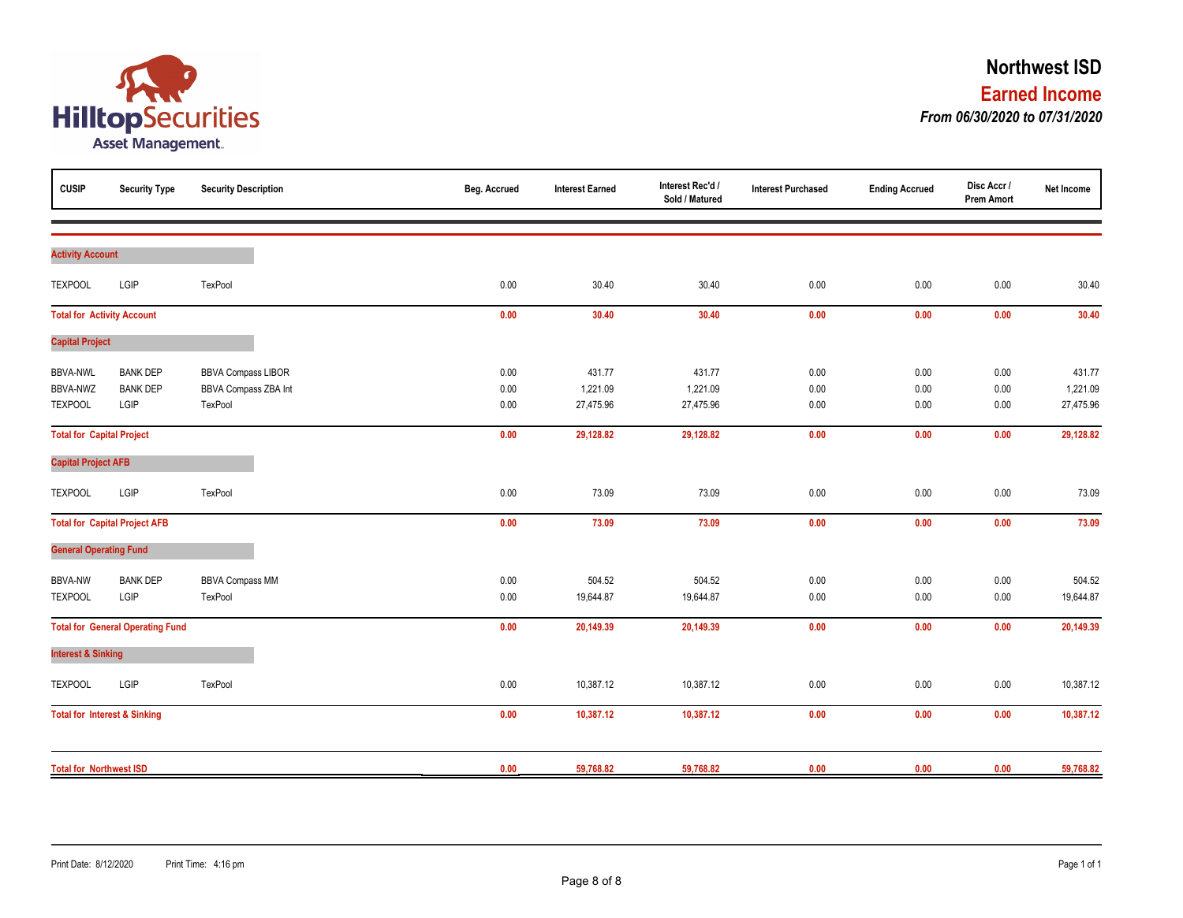# Northwest ISD

## Earned Income

***From 06/30/2020 to 07/31/2020***

| CUSIP | Security Type | Security Description | Beg. Accrued | Interest Earned | Interest Rec'd / Sold / Matured | Interest Purchased | Ending Accrued | Disc Accr / Prem Amort | Net Income |
|---|---|---|---|---|---|---|---|---|---|
| **Activity Account** | | | | | | | | | |
| TEXPOOL | LGIP | TexPool | 0.00 | 30.40 | 30.40 | 0.00 | 0.00 | 0.00 | 30.40 |
| **Total for Activity Account** | | | **0.00** | **30.40** | **30.40** | **0.00** | **0.00** | **0.00** | **30.40** |
| **Capital Project** | | | | | | | | | |
| BBVA-NWL | BANK DEP | BBVA Compass LIBOR | 0.00 | 431.77 | 431.77 | 0.00 | 0.00 | 0.00 | 431.77 |
| BBVA-NWZ | BANK DEP | BBVA Compass ZBA Int | 0.00 | 1,221.09 | 1,221.09 | 0.00 | 0.00 | 0.00 | 1,221.09 |
| TEXPOOL | LGIP | TexPool | 0.00 | 27,475.96 | 27,475.96 | 0.00 | 0.00 | 0.00 | 27,475.96 |
| **Total for Capital Project** | | | **0.00** | **29,128.82** | **29,128.82** | **0.00** | **0.00** | **0.00** | **29,128.82** |
| **Capital Project AFB** | | | | | | | | | |
| TEXPOOL | LGIP | TexPool | 0.00 | 73.09 | 73.09 | 0.00 | 0.00 | 0.00 | 73.09 |
| **Total for Capital Project AFB** | | | **0.00** | **73.09** | **73.09** | **0.00** | **0.00** | **0.00** | **73.09** |
| **General Operating Fund** | | | | | | | | | |
| BBVA-NW | BANK DEP | BBVA Compass MM | 0.00 | 504.52 | 504.52 | 0.00 | 0.00 | 0.00 | 504.52 |
| TEXPOOL | LGIP | TexPool | 0.00 | 19,644.87 | 19,644.87 | 0.00 | 0.00 | 0.00 | 19,644.87 |
| **Total for General Operating Fund** | | | **0.00** | **20,149.39** | **20,149.39** | **0.00** | **0.00** | **0.00** | **20,149.39** |
| **Interest & Sinking** | | | | | | | | | |
| TEXPOOL | LGIP | TexPool | 0.00 | 10,387.12 | 10,387.12 | 0.00 | 0.00 | 0.00 | 10,387.12 |
| **Total for Interest & Sinking** | | | **0.00** | **10,387.12** | **10,387.12** | **0.00** | **0.00** | **0.00** | **10,387.12** |
| **Total for Northwest ISD** | | | **0.00** | **59,768.82** | **59,768.82** | **0.00** | **0.00** | **0.00** | **59,768.82** |

Print Date: 8/12/2020 Print Time: 4:16 pm